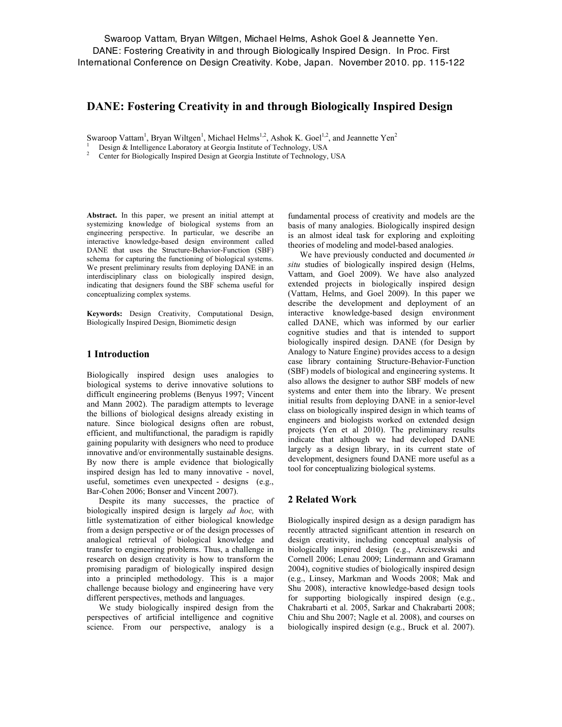Swaroop Vattam, Bryan Wiltgen, Michael Helms, Ashok Goel & Jeannette Yen. DANE: Fostering Creativity in and through Biologically Inspired Design. In Proc. First International Conference on Design Creativity. Kobe, Japan. November 2010. pp. 115-122

# DANE: Fostering Creativity in and through Biologically Inspired Design

Swaroop Vattam[1], Bryan Wiltgen[1], Michael Helms[1,2], Ashok K. Goel[1,2], and Jeannette Yen[2]

[1] Design & Intelligence Laboratory at Georgia Institute of Technology, USA
[2] Center for Biologically Inspired Design at Georgia Institute of Technology, USA

**Abstract.** In this paper, we present an initial attempt at systemizing knowledge of biological systems from an engineering perspective. In particular, we describe an interactive knowledge-based design environment called DANE that uses the Structure-Behavior-Function (SBF) schema for capturing the functioning of biological systems. We present preliminary results from deploying DANE in an interdisciplinary class on biologically inspired design, indicating that designers found the SBF schema useful for conceptualizing complex systems.

**Keywords:** Design Creativity, Computational Design, Biologically Inspired Design, Biomimetic design

## 1 Introduction

Biologically inspired design uses analogies to biological systems to derive innovative solutions to difficult engineering problems (Benyus 1997; Vincent and Mann 2002). The paradigm attempts to leverage the billions of biological designs already existing in nature. Since biological designs often are robust, efficient, and multifunctional, the paradigm is rapidly gaining popularity with designers who need to produce innovative and/or environmentally sustainable designs. By now there is ample evidence that biologically inspired design has led to many innovative - novel, useful, sometimes even unexpected - designs (e.g., Bar-Cohen 2006; Bonser and Vincent 2007).

Despite its many successes, the practice of biologically inspired design is largely *ad hoc,* with little systematization of either biological knowledge from a design perspective or of the design processes of analogical retrieval of biological knowledge and transfer to engineering problems. Thus, a challenge in research on design creativity is how to transform the promising paradigm of biologically inspired design into a principled methodology. This is a major challenge because biology and engineering have very different perspectives, methods and languages.

We study biologically inspired design from the perspectives of artificial intelligence and cognitive science. From our perspective, analogy is a fundamental process of creativity and models are the basis of many analogies. Biologically inspired design is an almost ideal task for exploring and exploiting theories of modeling and model-based analogies.

We have previously conducted and documented *in situ* studies of biologically inspired design (Helms, Vattam, and Goel 2009). We have also analyzed extended projects in biologically inspired design (Vattam, Helms, and Goel 2009). In this paper we describe the development and deployment of an interactive knowledge-based design environment called DANE, which was informed by our earlier cognitive studies and that is intended to support biologically inspired design. DANE (for Design by Analogy to Nature Engine) provides access to a design case library containing Structure-Behavior-Function (SBF) models of biological and engineering systems. It also allows the designer to author SBF models of new systems and enter them into the library. We present initial results from deploying DANE in a senior-level class on biologically inspired design in which teams of engineers and biologists worked on extended design projects (Yen et al 2010). The preliminary results indicate that although we had developed DANE largely as a design library, in its current state of development, designers found DANE more useful as a tool for conceptualizing biological systems.

## 2 Related Work

Biologically inspired design as a design paradigm has recently attracted significant attention in research on design creativity, including conceptual analysis of biologically inspired design (e.g., Arciszewski and Cornell 2006; Lenau 2009; Lindermann and Gramann 2004), cognitive studies of biologically inspired design (e.g., Linsey, Markman and Woods 2008; Mak and Shu 2008), interactive knowledge-based design tools for supporting biologically inspired design (e.g., Chakrabarti et al. 2005, Sarkar and Chakrabarti 2008; Chiu and Shu 2007; Nagle et al. 2008), and courses on biologically inspired design (e.g., Bruck et al. 2007).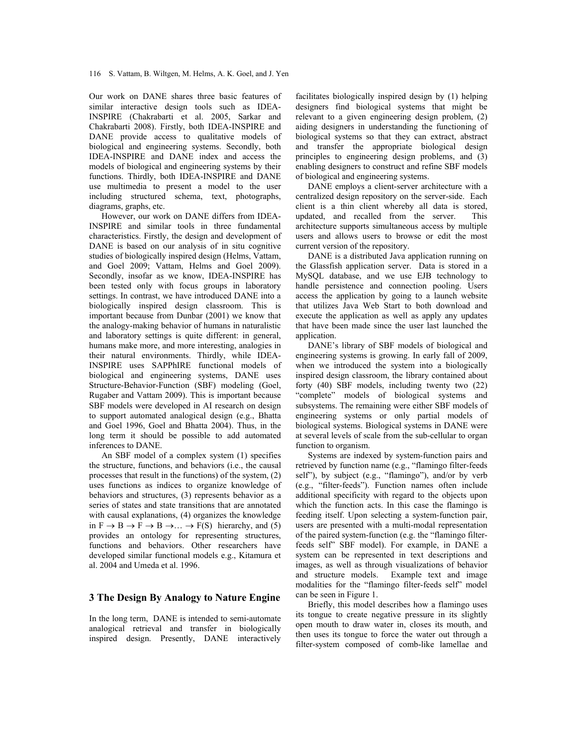Our work on DANE shares three basic features of similar interactive design tools such as IDEA-INSPIRE (Chakrabarti et al. 2005, Sarkar and Chakrabarti 2008). Firstly, both IDEA-INSPIRE and DANE provide access to qualitative models of biological and engineering systems. Secondly, both IDEA-INSPIRE and DANE index and access the models of biological and engineering systems by their functions. Thirdly, both IDEA-INSPIRE and DANE use multimedia to present a model to the user including structured schema, text, photographs, diagrams, graphs, etc.

However, our work on DANE differs from IDEA-INSPIRE and similar tools in three fundamental characteristics. Firstly, the design and development of DANE is based on our analysis of in situ cognitive studies of biologically inspired design (Helms, Vattam, and Goel 2009; Vattam, Helms and Goel 2009). Secondly, insofar as we know, IDEA-INSPIRE has been tested only with focus groups in laboratory settings. In contrast, we have introduced DANE into a biologically inspired design classroom. This is important because from Dunbar (2001) we know that the analogy-making behavior of humans in naturalistic and laboratory settings is quite different: in general, humans make more, and more interesting, analogies in their natural environments. Thirdly, while IDEA-INSPIRE uses SAPPhIRE functional models of biological and engineering systems, DANE uses Structure-Behavior-Function (SBF) modeling (Goel, Rugaber and Vattam 2009). This is important because SBF models were developed in AI research on design to support automated analogical design (e.g., Bhatta and Goel 1996, Goel and Bhatta 2004). Thus, in the long term it should be possible to add automated inferences to DANE.

An SBF model of a complex system (1) specifies the structure, functions, and behaviors (i.e., the causal processes that result in the functions) of the system, (2) uses functions as indices to organize knowledge of behaviors and structures, (3) represents behavior as a series of states and state transitions that are annotated with causal explanations, (4) organizes the knowledge in $F \rightarrow B \rightarrow F \rightarrow B \rightarrow \ldots \rightarrow F(S)$ hierarchy, and (5) provides an ontology for representing structures, functions and behaviors. Other researchers have developed similar functional models e.g., Kitamura et al. 2004 and Umeda et al. 1996.

## 3 The Design By Analogy to Nature Engine

In the long term, DANE is intended to semi-automate analogical retrieval and transfer in biologically inspired design. Presently, DANE interactively facilitates biologically inspired design by (1) helping designers find biological systems that might be relevant to a given engineering design problem, (2) aiding designers in understanding the functioning of biological systems so that they can extract, abstract and transfer the appropriate biological design principles to engineering design problems, and (3) enabling designers to construct and refine SBF models of biological and engineering systems.

DANE employs a client-server architecture with a centralized design repository on the server-side. Each client is a thin client whereby all data is stored, updated, and recalled from the server. This architecture supports simultaneous access by multiple users and allows users to browse or edit the most current version of the repository.

DANE is a distributed Java application running on the Glassfish application server. Data is stored in a MySQL database, and we use EJB technology to handle persistence and connection pooling. Users access the application by going to a launch website that utilizes Java Web Start to both download and execute the application as well as apply any updates that have been made since the user last launched the application.

DANE's library of SBF models of biological and engineering systems is growing. In early fall of 2009, when we introduced the system into a biologically inspired design classroom, the library contained about forty (40) SBF models, including twenty two (22) "complete" models of biological systems and subsystems. The remaining were either SBF models of engineering systems or only partial models of biological systems. Biological systems in DANE were at several levels of scale from the sub-cellular to organ function to organism.

Systems are indexed by system-function pairs and retrieved by function name (e.g., "flamingo filter-feeds self"), by subject (e.g., "flamingo"), and/or by verb (e.g., "filter-feeds"). Function names often include additional specificity with regard to the objects upon which the function acts. In this case the flamingo is feeding itself. Upon selecting a system-function pair, users are presented with a multi-modal representation of the paired system-function (e.g. the "flamingo filter-feeds self" SBF model). For example, in DANE a system can be represented in text descriptions and images, as well as through visualizations of behavior and structure models. Example text and image modalities for the "flamingo filter-feeds self" model can be seen in Figure 1.

Briefly, this model describes how a flamingo uses its tongue to create negative pressure in its slightly open mouth to draw water in, closes its mouth, and then uses its tongue to force the water out through a filter-system composed of comb-like lamellae and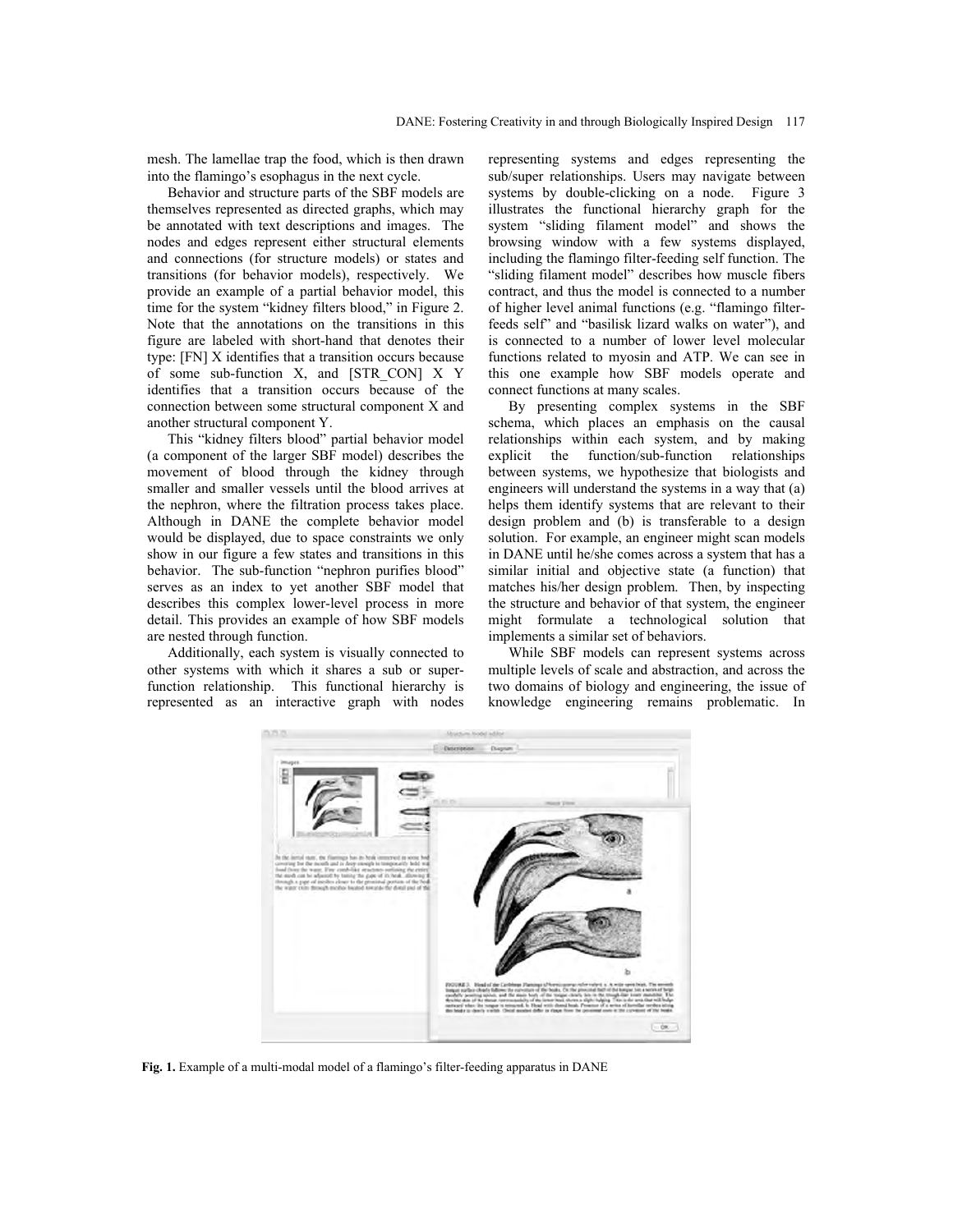mesh. The lamellae trap the food, which is then drawn into the flamingo's esophagus in the next cycle.

Behavior and structure parts of the SBF models are themselves represented as directed graphs, which may be annotated with text descriptions and images. The nodes and edges represent either structural elements and connections (for structure models) or states and transitions (for behavior models), respectively. We provide an example of a partial behavior model, this time for the system "kidney filters blood," in Figure 2. Note that the annotations on the transitions in this figure are labeled with short-hand that denotes their type: [FN] X identifies that a transition occurs because of some sub-function X, and [STR_CON] X Y identifies that a transition occurs because of the connection between some structural component X and another structural component Y.

This "kidney filters blood" partial behavior model (a component of the larger SBF model) describes the movement of blood through the kidney through smaller and smaller vessels until the blood arrives at the nephron, where the filtration process takes place. Although in DANE the complete behavior model would be displayed, due to space constraints we only show in our figure a few states and transitions in this behavior. The sub-function "nephron purifies blood" serves as an index to yet another SBF model that describes this complex lower-level process in more detail. This provides an example of how SBF models are nested through function.

Additionally, each system is visually connected to other systems with which it shares a sub or super-function relationship. This functional hierarchy is represented as an interactive graph with nodes representing systems and edges representing the sub/super relationships. Users may navigate between systems by double-clicking on a node. Figure 3 illustrates the functional hierarchy graph for the system "sliding filament model" and shows the browsing window with a few systems displayed, including the flamingo filter-feeding self function. The "sliding filament model" describes how muscle fibers contract, and thus the model is connected to a number of higher level animal functions (e.g. "flamingo filter-feeds self" and "basilisk lizard walks on water"), and is connected to a number of lower level molecular functions related to myosin and ATP. We can see in this one example how SBF models operate and connect functions at many scales.

By presenting complex systems in the SBF schema, which places an emphasis on the causal relationships within each system, and by making explicit the function/sub-function relationships between systems, we hypothesize that biologists and engineers will understand the systems in a way that (a) helps them identify systems that are relevant to their design problem and (b) is transferable to a design solution. For example, an engineer might scan models in DANE until he/she comes across a system that has a similar initial and objective state (a function) that matches his/her design problem. Then, by inspecting the structure and behavior of that system, the engineer might formulate a technological solution that implements a similar set of behaviors.

While SBF models can represent systems across multiple levels of scale and abstraction, and across the two domains of biology and engineering, the issue of knowledge engineering remains problematic. In

**Fig. 1.** Example of a multi-modal model of a flamingo's filter-feeding apparatus in DANE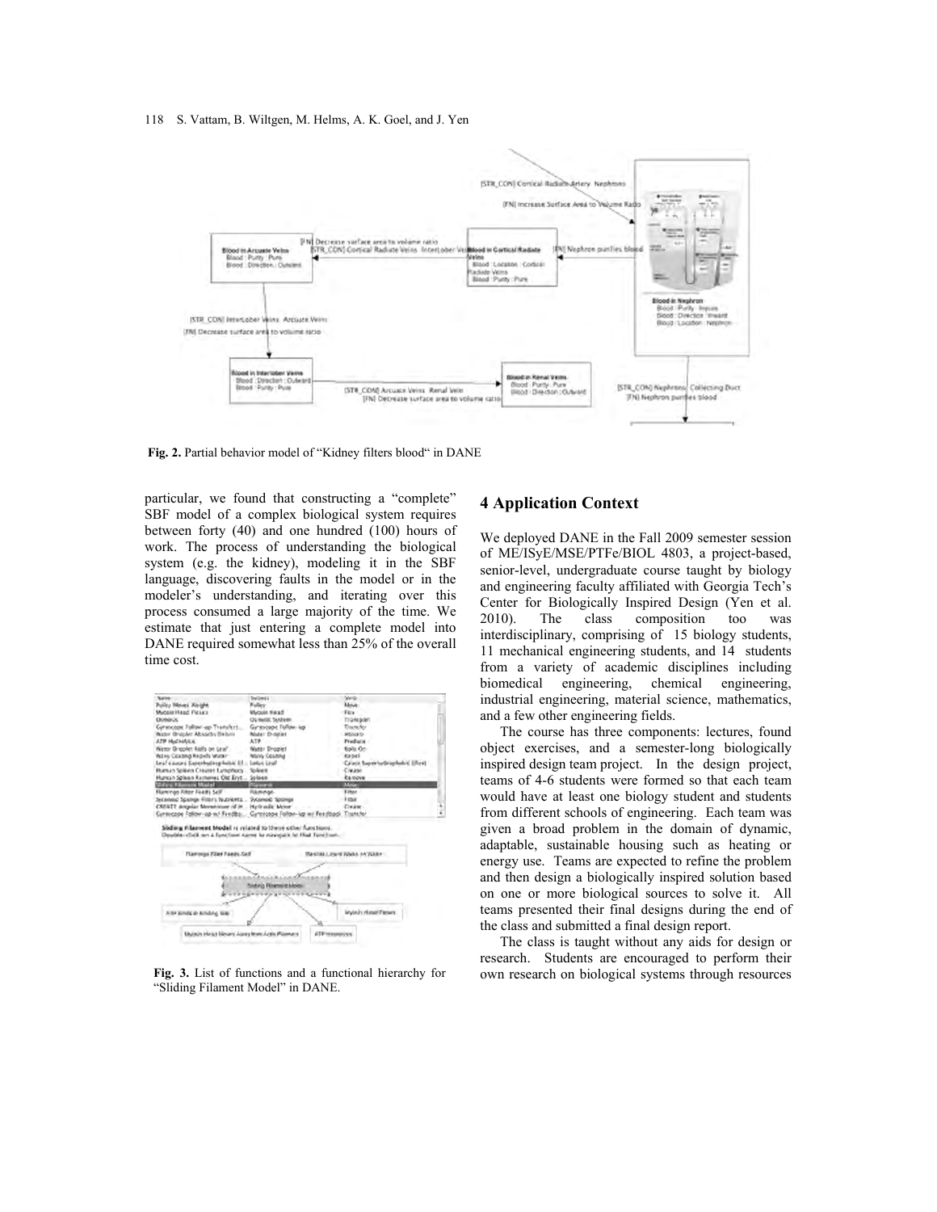Fig. 2. Partial behavior model of "Kidney filters blood" in DANE

particular, we found that constructing a "complete" SBF model of a complex biological system requires between forty (40) and one hundred (100) hours of work. The process of understanding the biological system (e.g. the kidney), modeling it in the SBF language, discovering faults in the model or in the modeler's understanding, and iterating over this process consumed a large majority of the time. We estimate that just entering a complete model into DANE required somewhat less than 25% of the overall time cost.

Fig. 3. List of functions and a functional hierarchy for "Sliding Filament Model" in DANE.

## 4 Application Context

We deployed DANE in the Fall 2009 semester session of ME/ISyE/MSE/PTFe/BIOL 4803, a project-based, senior-level, undergraduate course taught by biology and engineering faculty affiliated with Georgia Tech's Center for Biologically Inspired Design (Yen et al. 2010). The class composition too was interdisciplinary, comprising of 15 biology students, 11 mechanical engineering students, and 14 students from a variety of academic disciplines including biomedical engineering, chemical engineering, industrial engineering, material science, mathematics, and a few other engineering fields.

The course has three components: lectures, found object exercises, and a semester-long biologically inspired design team project. In the design project, teams of 4-6 students were formed so that each team would have at least one biology student and students from different schools of engineering. Each team was given a broad problem in the domain of dynamic, adaptable, sustainable housing such as heating or energy use. Teams are expected to refine the problem and then design a biologically inspired solution based on one or more biological sources to solve it. All teams presented their final designs during the end of the class and submitted a final design report.

The class is taught without any aids for design or research. Students are encouraged to perform their own research on biological systems through resources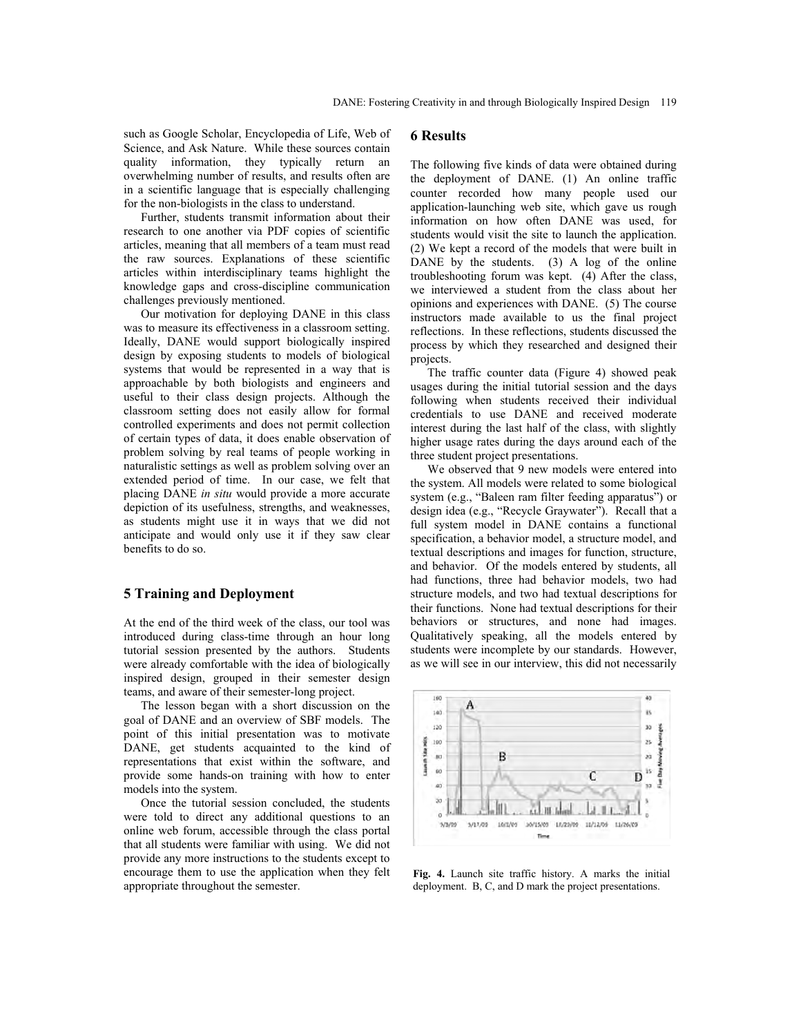such as Google Scholar, Encyclopedia of Life, Web of Science, and Ask Nature. While these sources contain quality information, they typically return an overwhelming number of results, and results often are in a scientific language that is especially challenging for the non-biologists in the class to understand.

Further, students transmit information about their research to one another via PDF copies of scientific articles, meaning that all members of a team must read the raw sources. Explanations of these scientific articles within interdisciplinary teams highlight the knowledge gaps and cross-discipline communication challenges previously mentioned.

Our motivation for deploying DANE in this class was to measure its effectiveness in a classroom setting. Ideally, DANE would support biologically inspired design by exposing students to models of biological systems that would be represented in a way that is approachable by both biologists and engineers and useful to their class design projects. Although the classroom setting does not easily allow for formal controlled experiments and does not permit collection of certain types of data, it does enable observation of problem solving by real teams of people working in naturalistic settings as well as problem solving over an extended period of time. In our case, we felt that placing DANE *in situ* would provide a more accurate depiction of its usefulness, strengths, and weaknesses, as students might use it in ways that we did not anticipate and would only use it if they saw clear benefits to do so.

## 5 Training and Deployment

At the end of the third week of the class, our tool was introduced during class-time through an hour long tutorial session presented by the authors. Students were already comfortable with the idea of biologically inspired design, grouped in their semester design teams, and aware of their semester-long project.

The lesson began with a short discussion on the goal of DANE and an overview of SBF models. The point of this initial presentation was to motivate DANE, get students acquainted to the kind of representations that exist within the software, and provide some hands-on training with how to enter models into the system.

Once the tutorial session concluded, the students were told to direct any additional questions to an online web forum, accessible through the class portal that all students were familiar with using. We did not provide any more instructions to the students except to encourage them to use the application when they felt appropriate throughout the semester.

## 6 Results

The following five kinds of data were obtained during the deployment of DANE. (1) An online traffic counter recorded how many people used our application-launching web site, which gave us rough information on how often DANE was used, for students would visit the site to launch the application. (2) We kept a record of the models that were built in DANE by the students. (3) A log of the online troubleshooting forum was kept. (4) After the class, we interviewed a student from the class about her opinions and experiences with DANE. (5) The course instructors made available to us the final project reflections. In these reflections, students discussed the process by which they researched and designed their projects.

The traffic counter data (Figure 4) showed peak usages during the initial tutorial session and the days following when students received their individual credentials to use DANE and received moderate interest during the last half of the class, with slightly higher usage rates during the days around each of the three student project presentations.

We observed that 9 new models were entered into the system. All models were related to some biological system (e.g., "Baleen ram filter feeding apparatus") or design idea (e.g., "Recycle Graywater"). Recall that a full system model in DANE contains a functional specification, a behavior model, a structure model, and textual descriptions and images for function, structure, and behavior. Of the models entered by students, all had functions, three had behavior models, two had structure models, and two had textual descriptions for their functions. None had textual descriptions for their behaviors or structures, and none had images. Qualitatively speaking, all the models entered by students were incomplete by our standards. However, as we will see in our interview, this did not necessarily

Launch Site Hits

Five Day Moving Averages

A

B

C

D

Time

**Fig. 4.** Launch site traffic history. A marks the initial deployment. B, C, and D mark the project presentations.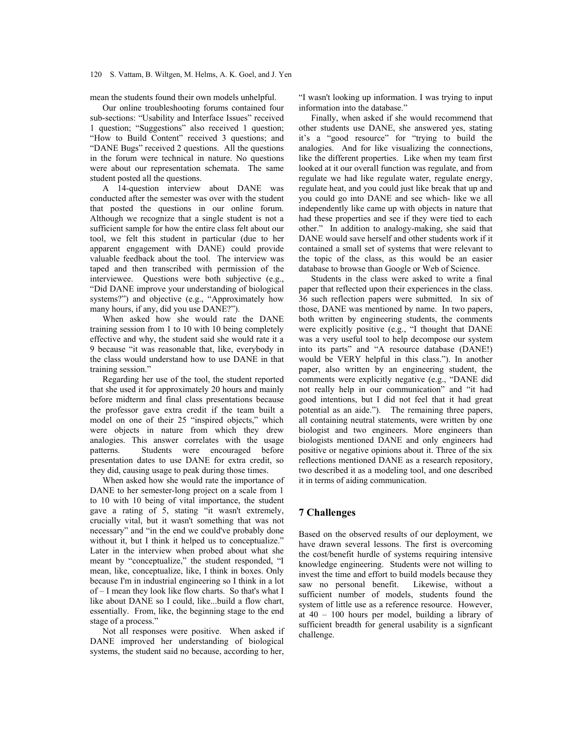mean the students found their own models unhelpful.

Our online troubleshooting forums contained four sub-sections: "Usability and Interface Issues" received 1 question; "Suggestions" also received 1 question; "How to Build Content" received 3 questions; and "DANE Bugs" received 2 questions. All the questions in the forum were technical in nature. No questions were about our representation schemata. The same student posted all the questions.

A 14-question interview about DANE was conducted after the semester was over with the student that posted the questions in our online forum. Although we recognize that a single student is not a sufficient sample for how the entire class felt about our tool, we felt this student in particular (due to her apparent engagement with DANE) could provide valuable feedback about the tool. The interview was taped and then transcribed with permission of the interviewee. Questions were both subjective (e.g., "Did DANE improve your understanding of biological systems?") and objective (e.g., "Approximately how many hours, if any, did you use DANE?").

When asked how she would rate the DANE training session from 1 to 10 with 10 being completely effective and why, the student said she would rate it a 9 because "it was reasonable that, like, everybody in the class would understand how to use DANE in that training session."

Regarding her use of the tool, the student reported that she used it for approximately 20 hours and mainly before midterm and final class presentations because the professor gave extra credit if the team built a model on one of their 25 "inspired objects," which were objects in nature from which they drew analogies. This answer correlates with the usage patterns. Students were encouraged before presentation dates to use DANE for extra credit, so they did, causing usage to peak during those times.

When asked how she would rate the importance of DANE to her semester-long project on a scale from 1 to 10 with 10 being of vital importance, the student gave a rating of 5, stating "it wasn't extremely, crucially vital, but it wasn't something that was not necessary" and "in the end we could've probably done without it, but I think it helped us to conceptualize." Later in the interview when probed about what she meant by "conceptualize," the student responded, "I mean, like, conceptualize, like, I think in boxes. Only because I'm in industrial engineering so I think in a lot of – I mean they look like flow charts. So that's what I like about DANE so I could, like...build a flow chart, essentially. From, like, the beginning stage to the end stage of a process."

Not all responses were positive. When asked if DANE improved her understanding of biological systems, the student said no because, according to her, "I wasn't looking up information. I was trying to input information into the database."

Finally, when asked if she would recommend that other students use DANE, she answered yes, stating it's a "good resource" for "trying to build the analogies. And for like visualizing the connections, like the different properties. Like when my team first looked at it our overall function was regulate, and from regulate we had like regulate water, regulate energy, regulate heat, and you could just like break that up and you could go into DANE and see which- like we all independently like came up with objects in nature that had these properties and see if they were tied to each other." In addition to analogy-making, she said that DANE would save herself and other students work if it contained a small set of systems that were relevant to the topic of the class, as this would be an easier database to browse than Google or Web of Science.

Students in the class were asked to write a final paper that reflected upon their experiences in the class. 36 such reflection papers were submitted. In six of those, DANE was mentioned by name. In two papers, both written by engineering students, the comments were explicitly positive (e.g., "I thought that DANE was a very useful tool to help decompose our system into its parts" and "A resource database (DANE!) would be VERY helpful in this class."). In another paper, also written by an engineering student, the comments were explicitly negative (e.g., "DANE did not really help in our communication" and "it had good intentions, but I did not feel that it had great potential as an aide."). The remaining three papers, all containing neutral statements, were written by one biologist and two engineers. More engineers than biologists mentioned DANE and only engineers had positive or negative opinions about it. Three of the six reflections mentioned DANE as a research repository, two described it as a modeling tool, and one described it in terms of aiding communication.

## 7 Challenges

Based on the observed results of our deployment, we have drawn several lessons. The first is overcoming the cost/benefit hurdle of systems requiring intensive knowledge engineering. Students were not willing to invest the time and effort to build models because they saw no personal benefit. Likewise, without a sufficient number of models, students found the system of little use as a reference resource. However, at 40 – 100 hours per model, building a library of sufficient breadth for general usability is a signficant challenge.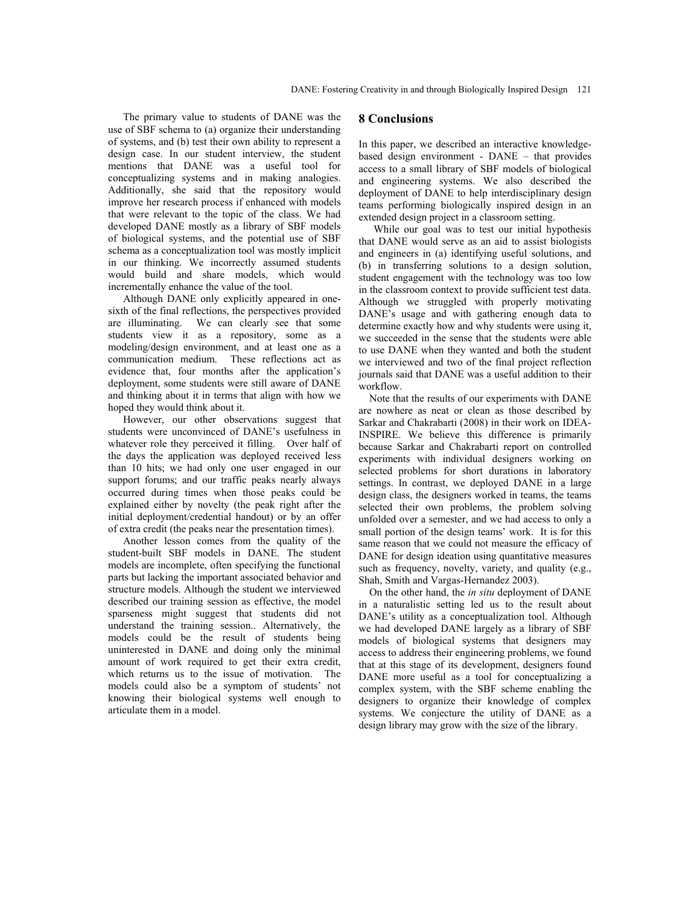The primary value to students of DANE was the use of SBF schema to (a) organize their understanding of systems, and (b) test their own ability to represent a design case. In our student interview, the student mentions that DANE was a useful tool for conceptualizing systems and in making analogies. Additionally, she said that the repository would improve her research process if enhanced with models that were relevant to the topic of the class. We had developed DANE mostly as a library of SBF models of biological systems, and the potential use of SBF schema as a conceptualization tool was mostly implicit in our thinking. We incorrectly assumed students would build and share models, which would incrementally enhance the value of the tool.

Although DANE only explicitly appeared in one-sixth of the final reflections, the perspectives provided are illuminating. We can clearly see that some students view it as a repository, some as a modeling/design environment, and at least one as a communication medium. These reflections act as evidence that, four months after the application's deployment, some students were still aware of DANE and thinking about it in terms that align with how we hoped they would think about it.

However, our other observations suggest that students were unconvinced of DANE's usefulness in whatever role they perceived it filling. Over half of the days the application was deployed received less than 10 hits; we had only one user engaged in our support forums; and our traffic peaks nearly always occurred during times when those peaks could be explained either by novelty (the peak right after the initial deployment/credential handout) or by an offer of extra credit (the peaks near the presentation times).

Another lesson comes from the quality of the student-built SBF models in DANE. The student models are incomplete, often specifying the functional parts but lacking the important associated behavior and structure models. Although the student we interviewed described our training session as effective, the model sparseness might suggest that students did not understand the training session.. Alternatively, the models could be the result of students being uninterested in DANE and doing only the minimal amount of work required to get their extra credit, which returns us to the issue of motivation. The models could also be a symptom of students' not knowing their biological systems well enough to articulate them in a model.

## 8 Conclusions

In this paper, we described an interactive knowledge-based design environment - DANE – that provides access to a small library of SBF models of biological and engineering systems. We also described the deployment of DANE to help interdisciplinary design teams performing biologically inspired design in an extended design project in a classroom setting.

While our goal was to test our initial hypothesis that DANE would serve as an aid to assist biologists and engineers in (a) identifying useful solutions, and (b) in transferring solutions to a design solution, student engagement with the technology was too low in the classroom context to provide sufficient test data. Although we struggled with properly motivating DANE's usage and with gathering enough data to determine exactly how and why students were using it, we succeeded in the sense that the students were able to use DANE when they wanted and both the student we interviewed and two of the final project reflection journals said that DANE was a useful addition to their workflow.

Note that the results of our experiments with DANE are nowhere as neat or clean as those described by Sarkar and Chakrabarti (2008) in their work on IDEA-INSPIRE. We believe this difference is primarily because Sarkar and Chakrabarti report on controlled experiments with individual designers working on selected problems for short durations in laboratory settings. In contrast, we deployed DANE in a large design class, the designers worked in teams, the teams selected their own problems, the problem solving unfolded over a semester, and we had access to only a small portion of the design teams' work. It is for this same reason that we could not measure the efficacy of DANE for design ideation using quantitative measures such as frequency, novelty, variety, and quality (e.g., Shah, Smith and Vargas-Hernandez 2003).

On the other hand, the *in situ* deployment of DANE in a naturalistic setting led us to the result about DANE's utility as a conceptualization tool. Although we had developed DANE largely as a library of SBF models of biological systems that designers may access to address their engineering problems, we found that at this stage of its development, designers found DANE more useful as a tool for conceptualizing a complex system, with the SBF scheme enabling the designers to organize their knowledge of complex systems. We conjecture the utility of DANE as a design library may grow with the size of the library.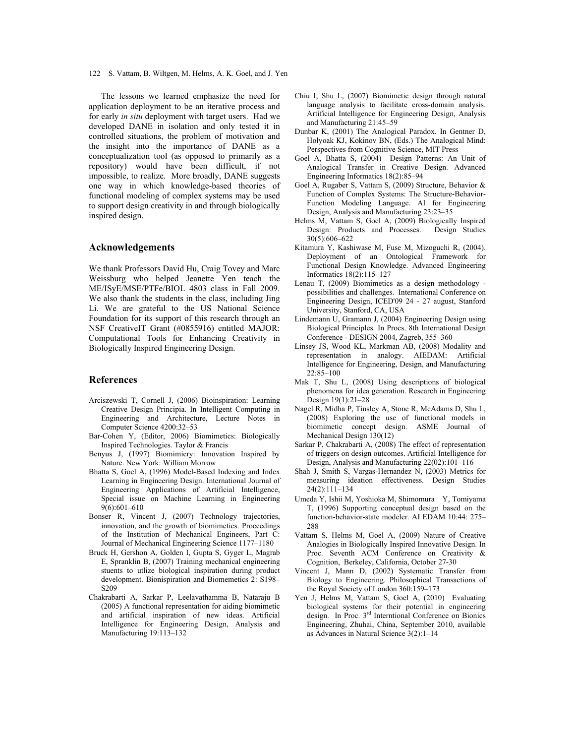The lessons we learned emphasize the need for application deployment to be an iterative process and for early *in situ* deployment with target users. Had we developed DANE in isolation and only tested it in controlled situations, the problem of motivation and the insight into the importance of DANE as a conceptualization tool (as opposed to primarily as a repository) would have been difficult, if not impossible, to realize. More broadly, DANE suggests one way in which knowledge-based theories of functional modeling of complex systems may be used to support design creativity in and through biologically inspired design.

## Acknowledgements

We thank Professors David Hu, Craig Tovey and Marc Weissburg who helped Jeanette Yen teach the ME/ISyE/MSE/PTFe/BIOL 4803 class in Fall 2009. We also thank the students in the class, including Jing Li. We are grateful to the US National Science Foundation for its support of this research through an NSF CreativeIT Grant (#0855916) entitled MAJOR: Computational Tools for Enhancing Creativity in Biologically Inspired Engineering Design.

## References

Arciszewski T, Cornell J, (2006) Bioinspiration: Learning Creative Design Principia. In Intelligent Computing in Engineering and Architecture, Lecture Notes in Computer Science 4200:32–53

Bar-Cohen Y, (Editor, 2006) Biomimetics: Biologically Inspired Technologies. Taylor & Francis

Benyus J, (1997) Biomimicry: Innovation Inspired by Nature. New York: William Morrow

Bhatta S, Goel A, (1996) Model-Based Indexing and Index Learning in Engineering Design. International Journal of Engineering Applications of Artificial Intelligence, Special issue on Machine Learning in Engineering 9(6):601–610

Bonser R, Vincent J, (2007) Technology trajectories, innovation, and the growth of biomimetics. Proceedings of the Institution of Mechanical Engineers, Part C: Journal of Mechanical Engineering Science 1177–1180

Bruck H, Gershon A, Golden I, Gupta S, Gyger L, Magrab E, Spranklin B, (2007) Training mechanical engineering stuents to utlize biological inspiration during product development. Bionispiration and Biomemetics 2: S198–S209

Chakrabarti A, Sarkar P, Leelavathamma B, Nataraju B (2005) A functional representation for aiding biomimetic and artificial inspiration of new ideas. Artificial Intelligence for Engineering Design, Analysis and Manufacturing 19:113–132

Chiu I, Shu L, (2007) Biomimetic design through natural language analysis to facilitate cross-domain analysis. Artificial Intelligence for Engineering Design, Analysis and Manufacturing 21:45–59

Dunbar K, (2001) The Analogical Paradox. In Gentner D, Holyoak KJ, Kokinov BN, (Eds.) The Analogical Mind: Perspectives from Cognitive Science, MIT Press

Goel A, Bhatta S, (2004) Design Patterns: An Unit of Analogical Transfer in Creative Design. Advanced Engineering Informatics 18(2):85–94

Goel A, Rugaber S, Vattam S, (2009) Structure, Behavior & Function of Complex Systems: The Structure-Behavior-Function Modeling Language. AI for Engineering Design, Analysis and Manufacturing 23:23–35

Helms M, Vattam S, Goel A, (2009) Biologically Inspired Design: Products and Processes. Design Studies 30(5):606–622

Kitamura Y, Kashiwase M, Fuse M, Mizoguchi R, (2004). Deployment of an Ontological Framework for Functional Design Knowledge. Advanced Engineering Informatics 18(2):115–127

Lenau T, (2009) Biomimetics as a design methodology - possibilities and challenges. International Conference on Engineering Design, ICED'09 24 - 27 august, Stanford University, Stanford, CA, USA

Lindemann U, Gramann J, (2004) Engineering Design using Biological Principles. In Procs. 8th International Design Conference - DESIGN 2004, Zagreb, 355–360

Linsey JS, Wood KL, Markman AB, (2008) Modality and representation in analogy. AIEDAM: Artificial Intelligence for Engineering, Design, and Manufacturing 22:85–100

Mak T, Shu L, (2008) Using descriptions of biological phenomena for idea generation. Research in Engineering Design 19(1):21–28

Nagel R, Midha P, Tinsley A, Stone R, McAdams D, Shu L, (2008) Exploring the use of functional models in biomimetic concept design. ASME Journal of Mechanical Design 130(12)

Sarkar P, Chakrabarti A, (2008) The effect of representation of triggers on design outcomes. Artificial Intelligence for Design, Analysis and Manufacturing 22(02):101–116

Shah J, Smith S, Vargas-Hernandez N, (2003) Metrics for measuring ideation effectiveness. Design Studies 24(2):111–134

Umeda Y, Ishii M, Yoshioka M, Shimomura Y, Tomiyama T, (1996) Supporting conceptual design based on the function-behavior-state modeler. AI EDAM 10:44: 275–288

Vattam S, Helms M, Goel A, (2009) Nature of Creative Analogies in Biologically Inspired Innovative Design. In Proc. Seventh ACM Conference on Creativity & Cognition, Berkeley, California, October 27-30

Vincent J, Mann D, (2002) Systematic Transfer from Biology to Engineering. Philosophical Transactions of the Royal Society of London 360:159–173

Yen J, Helms M, Vattam S, Goel A, (2010) Evaluating biological systems for their potential in engineering design. In Proc. 3rd Interntional Conference on Bionics Engineering, Zhuhai, China, September 2010, available as Advances in Natural Science 3(2):1–14